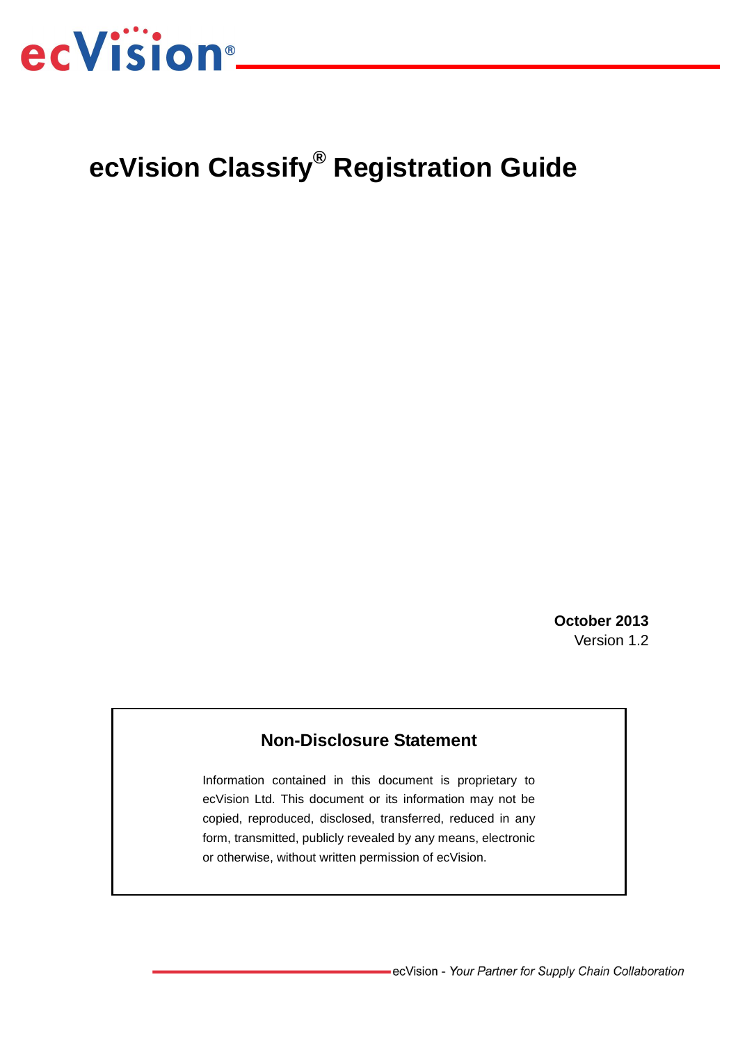# ecVision Classify® Registration Guide

**October 2013**
Version 1.2

## Non-Disclosure Statement

Information contained in this document is proprietary to ecVision Ltd. This document or its information may not be copied, reproduced, disclosed, transferred, reduced in any form, transmitted, publicly revealed by any means, electronic or otherwise, without written permission of ecVision.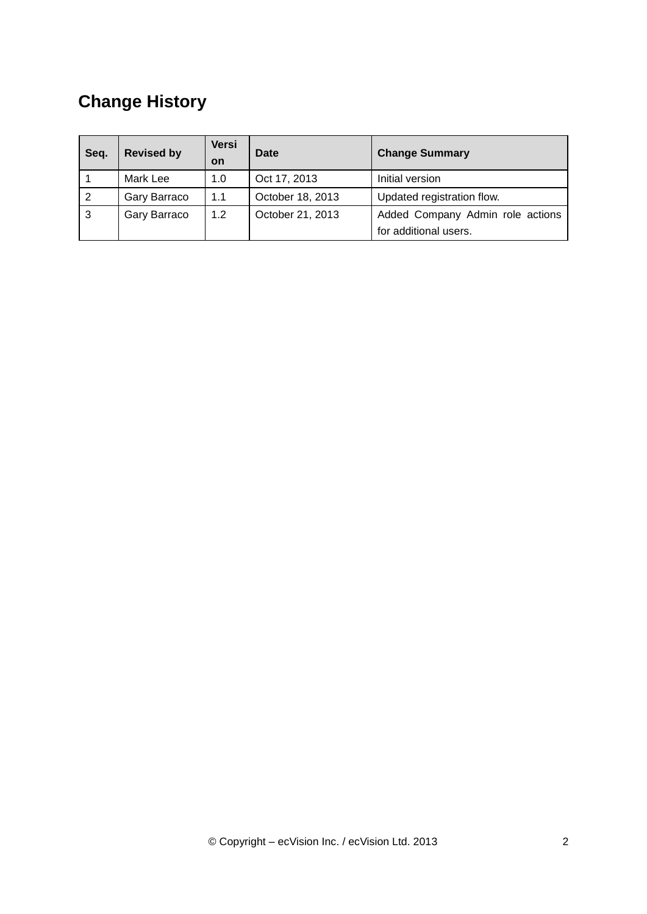## Change History

| Seq. | Revised by | Version | Date | Change Summary |
|---|---|---|---|---|
| 1 | Mark Lee | 1.0 | Oct 17, 2013 | Initial version |
| 2 | Gary Barraco | 1.1 | October 18, 2013 | Updated registration flow. |
| 3 | Gary Barraco | 1.2 | October 21, 2013 | Added Company Admin role actions for additional users. |

© Copyright – ecVision Inc. / ecVision Ltd. 2013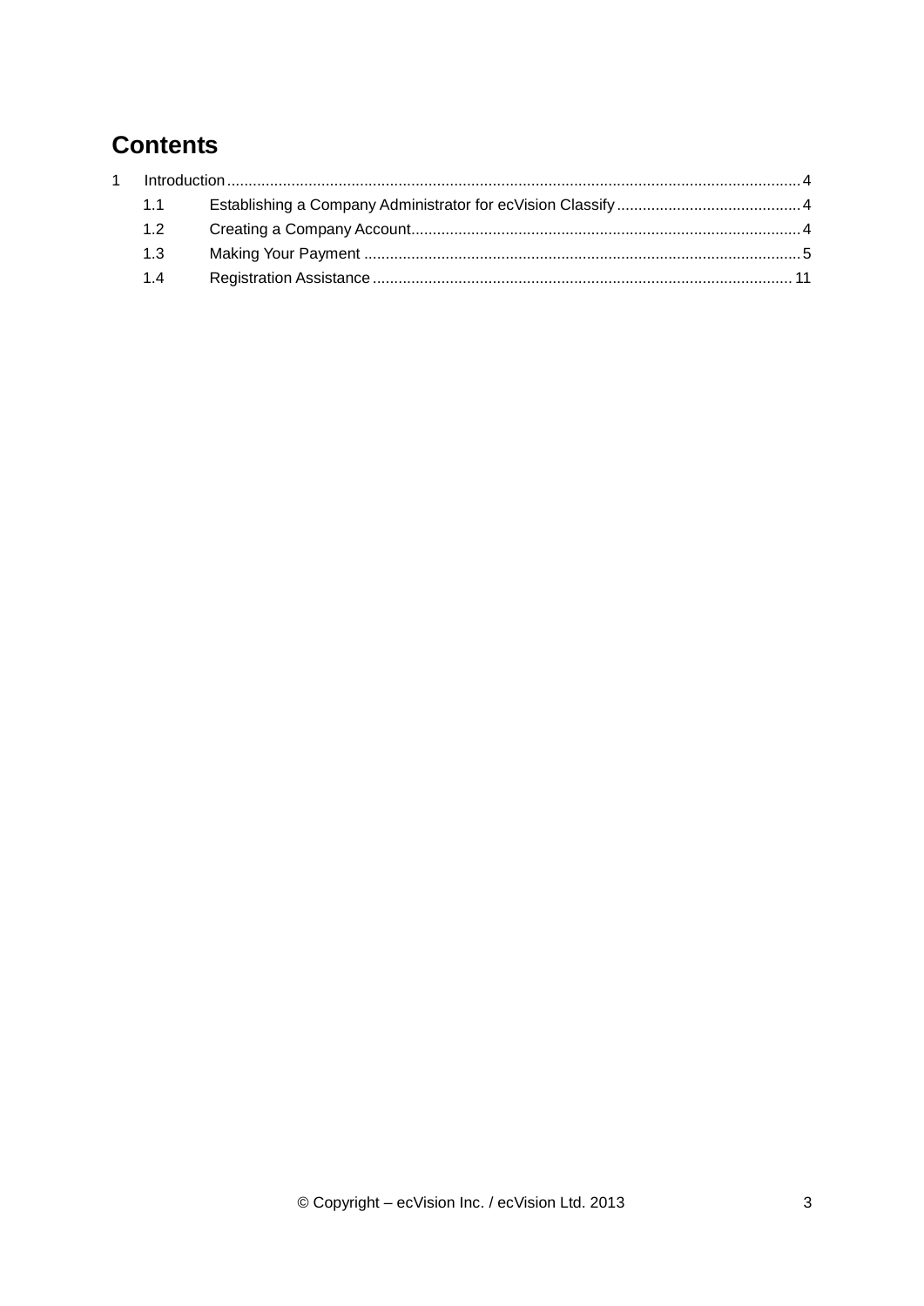# Contents

1 Introduction .......... 4

- 1.1 Establishing a Company Administrator for ecVision Classify .......... 4
- 1.2 Creating a Company Account .......... 4
- 1.3 Making Your Payment .......... 5
- 1.4 Registration Assistance .......... 11

© Copyright – ecVision Inc. / ecVision Ltd. 2013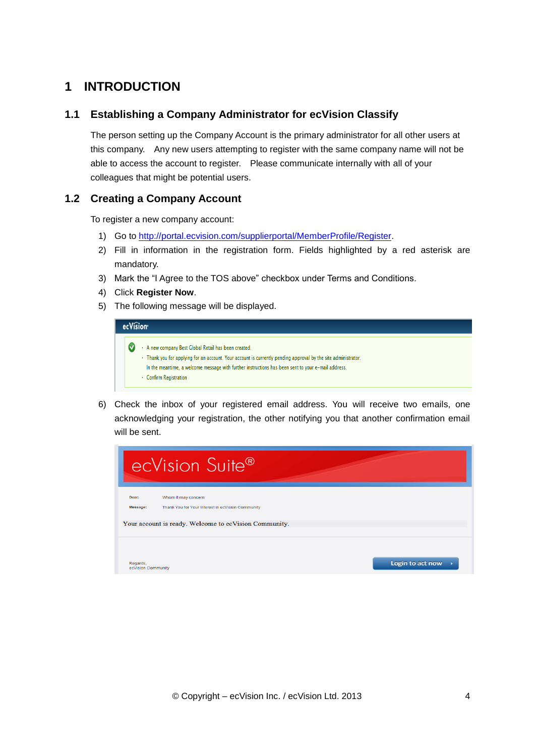# 1 INTRODUCTION

## 1.1 Establishing a Company Administrator for ecVision Classify

The person setting up the Company Account is the primary administrator for all other users at this company. Any new users attempting to register with the same company name will not be able to access the account to register. Please communicate internally with all of your colleagues that might be potential users.

## 1.2 Creating a Company Account

To register a new company account:

1) Go to http://portal.ecvision.com/supplierportal/MemberProfile/Register.
2) Fill in information in the registration form. Fields highlighted by a red asterisk are mandatory.
3) Mark the "I Agree to the TOS above" checkbox under Terms and Conditions.
4) Click **Register Now**.
5) The following message will be displayed.

   ecVision
   - A new company Best Global Retail has been created.
   - Thank you for applying for an account. Your account is currently pending approval by the site administrator. In the meantime, a welcome message with further instructions has been sent to your e-mail address.
   - Confirm Registration

6) Check the inbox of your registered email address. You will receive two emails, one acknowledging your registration, the other notifying you that another confirmation email will be sent.

   ecVision Suite®

   Dear: Whom it may concern
   Message: Thank You for Your Interest in ecVision Community

   Your account is ready. Welcome to ecVision Community.

   Regards,
   ecVision Community

   Login to act now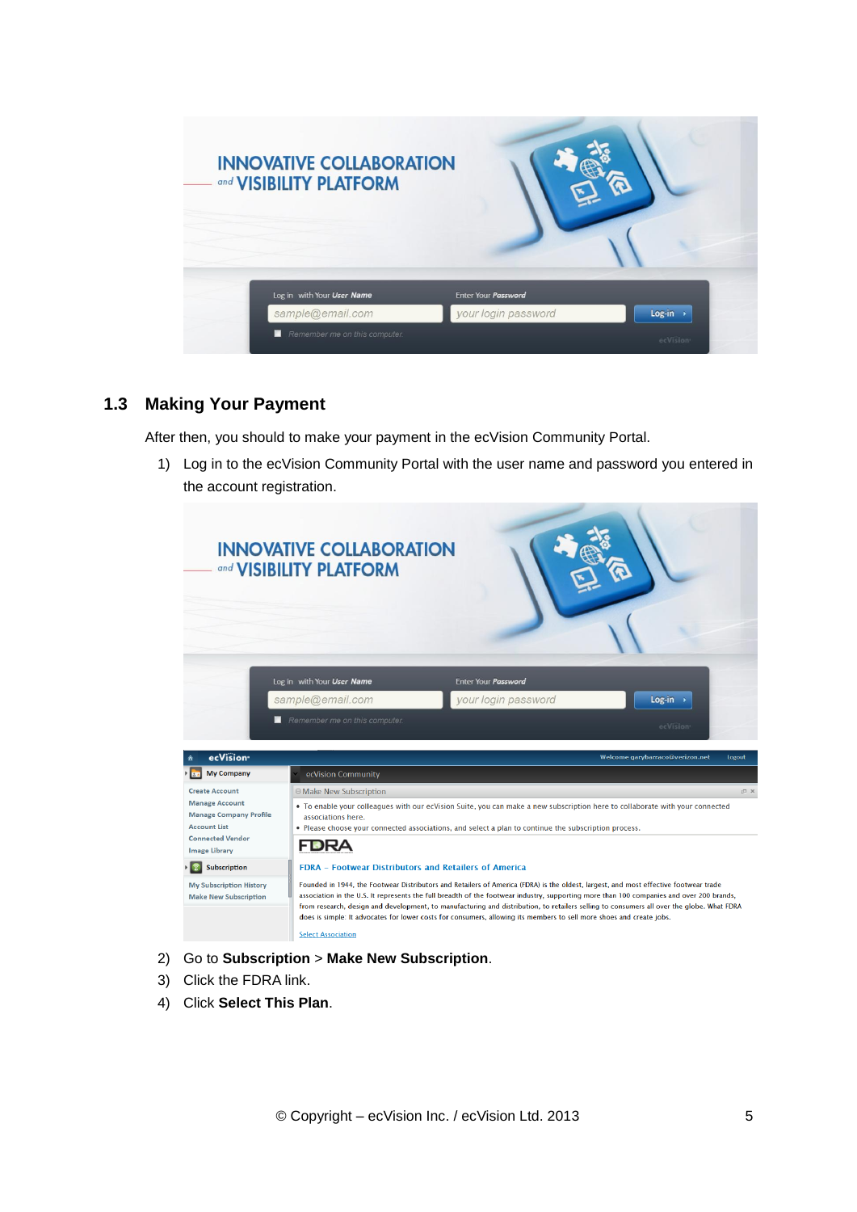## 1.3 Making Your Payment

After then, you should to make your payment in the ecVision Community Portal.

1) Log in to the ecVision Community Portal with the user name and password you entered in the account registration.

2) Go to **Subscription** > **Make New Subscription**.
3) Click the FDRA link.
4) Click **Select This Plan**.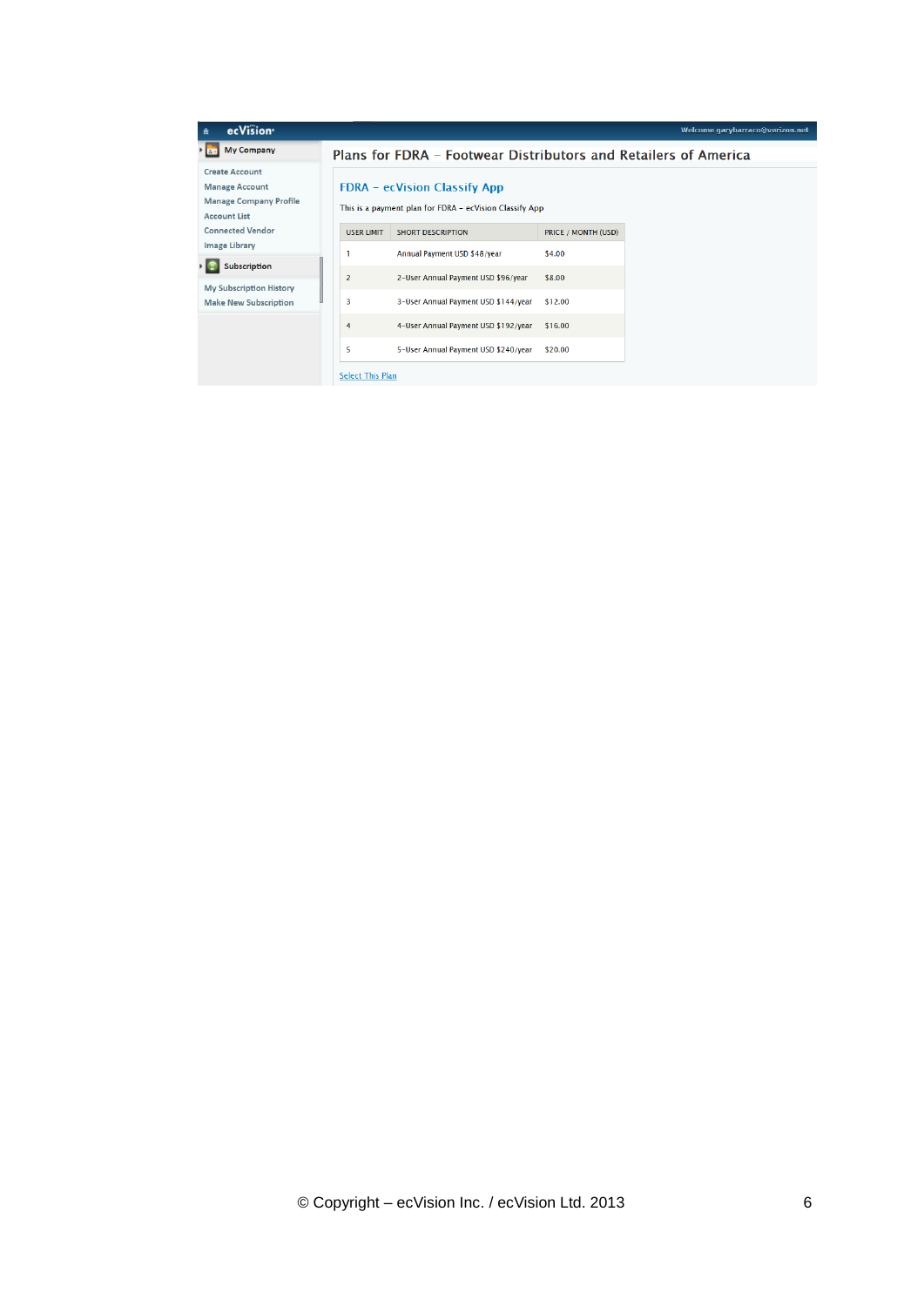ecVision

Welcome garybarraco@verizon.net

**My Company**

- Create Account
- Manage Account
- Manage Company Profile
- Account List
- Connected Vendor
- Image Library

**Subscription**

- My Subscription History
- Make New Subscription

## Plans for FDRA – Footwear Distributors and Retailers of America

### FDRA – ecVision Classify App

This is a payment plan for FDRA – ecVision Classify App

| USER LIMIT | SHORT DESCRIPTION | PRICE / MONTH (USD) |
|---|---|---|
| 1 | Annual Payment USD $48/year | $4.00 |
| 2 | 2-User Annual Payment USD $96/year | $8.00 |
| 3 | 3-User Annual Payment USD $144/year | $12.00 |
| 4 | 4-User Annual Payment USD $192/year | $16.00 |
| 5 | 5-User Annual Payment USD $240/year | $20.00 |

Select This Plan

© Copyright – ecVision Inc. / ecVision Ltd. 2013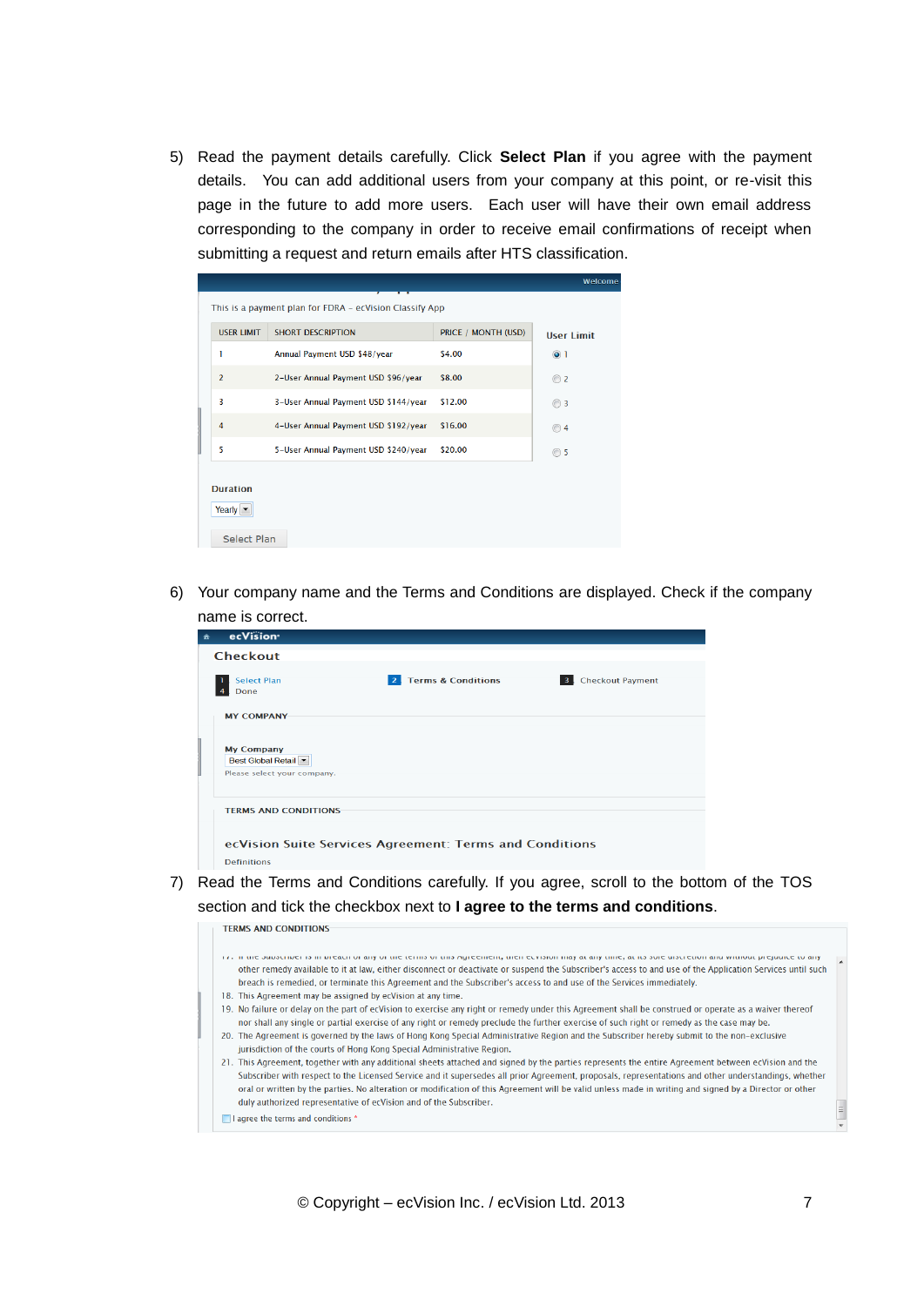5) Read the payment details carefully. Click **Select Plan** if you agree with the payment details. You can add additional users from your company at this point, or re-visit this page in the future to add more users. Each user will have their own email address corresponding to the company in order to receive email confirmations of receipt when submitting a request and return emails after HTS classification.

Welcome

This is a payment plan for FDRA – ecVision Classify App

| USER LIMIT | SHORT DESCRIPTION | PRICE / MONTH (USD) | User Limit |
|---|---|---|---|
| 1 | Annual Payment USD $48/year | $4.00 | ◉ 1 |
| 2 | 2-User Annual Payment USD $96/year | $8.00 | ○ 2 |
| 3 | 3-User Annual Payment USD $144/year | $12.00 | ○ 3 |
| 4 | 4-User Annual Payment USD $192/year | $16.00 | ○ 4 |
| 5 | 5-User Annual Payment USD $240/year | $20.00 | ○ 5 |

Duration

Yearly

Select Plan

6) Your company name and the Terms and Conditions are displayed. Check if the company name is correct.

ecVision

Checkout

1 Select Plan Done | 2 Terms & Conditions | 3 Checkout Payment

MY COMPANY

My Company

Best Global Retail

Please select your company.

TERMS AND CONDITIONS

ecVision Suite Services Agreement: Terms and Conditions

Definitions

7) Read the Terms and Conditions carefully. If you agree, scroll to the bottom of the TOS section and tick the checkbox next to **I agree to the terms and conditions**.

TERMS AND CONDITIONS

17. If the Subscriber is in breach of any of the terms of this Agreement, then ecVision may at any time, at its sole discretion and without prejudice to any other remedy available to it at law, either disconnect or deactivate or suspend the Subscriber's access to and use of the Application Services until such breach is remedied, or terminate this Agreement and the Subscriber's access to and use of the Services immediately.
18. This Agreement may be assigned by ecVision at any time.
19. No failure or delay on the part of ecVision to exercise any right or remedy under this Agreement shall be construed or operate as a waiver thereof nor shall any single or partial exercise of any right or remedy preclude the further exercise of such right or remedy as the case may be.
20. The Agreement is governed by the laws of Hong Kong Special Administrative Region and the Subscriber hereby submit to the non-exclusive jurisdiction of the courts of Hong Kong Special Administrative Region.
21. This Agreement, together with any additional sheets attached and signed by the parties represents the entire Agreement between ecVision and the Subscriber with respect to the Licensed Service and it supersedes all prior Agreement, proposals, representations and other understandings, whether oral or written by the parties. No alteration or modification of this Agreement will be valid unless made in writing and signed by a Director or other duly authorized representative of ecVision and of the Subscriber.

☐ I agree the terms and conditions *

© Copyright – ecVision Inc. / ecVision Ltd. 2013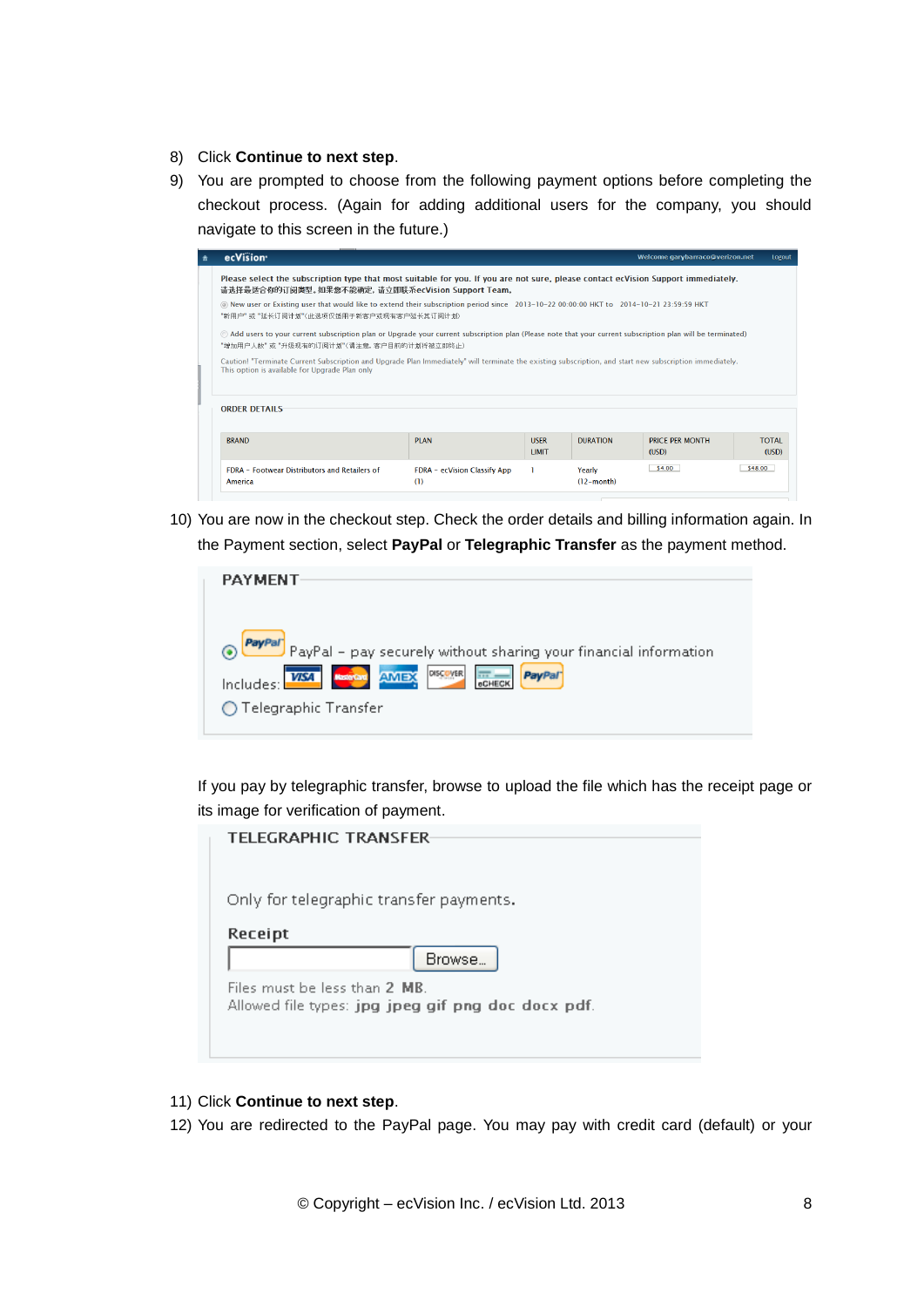8) Click **Continue to next step**.

9) You are prompted to choose from the following payment options before completing the checkout process. (Again for adding additional users for the company, you should navigate to this screen in the future.)

10) You are now in the checkout step. Check the order details and billing information again. In the Payment section, select **PayPal** or **Telegraphic Transfer** as the payment method.

If you pay by telegraphic transfer, browse to upload the file which has the receipt page or its image for verification of payment.

11) Click **Continue to next step**.

12) You are redirected to the PayPal page. You may pay with credit card (default) or your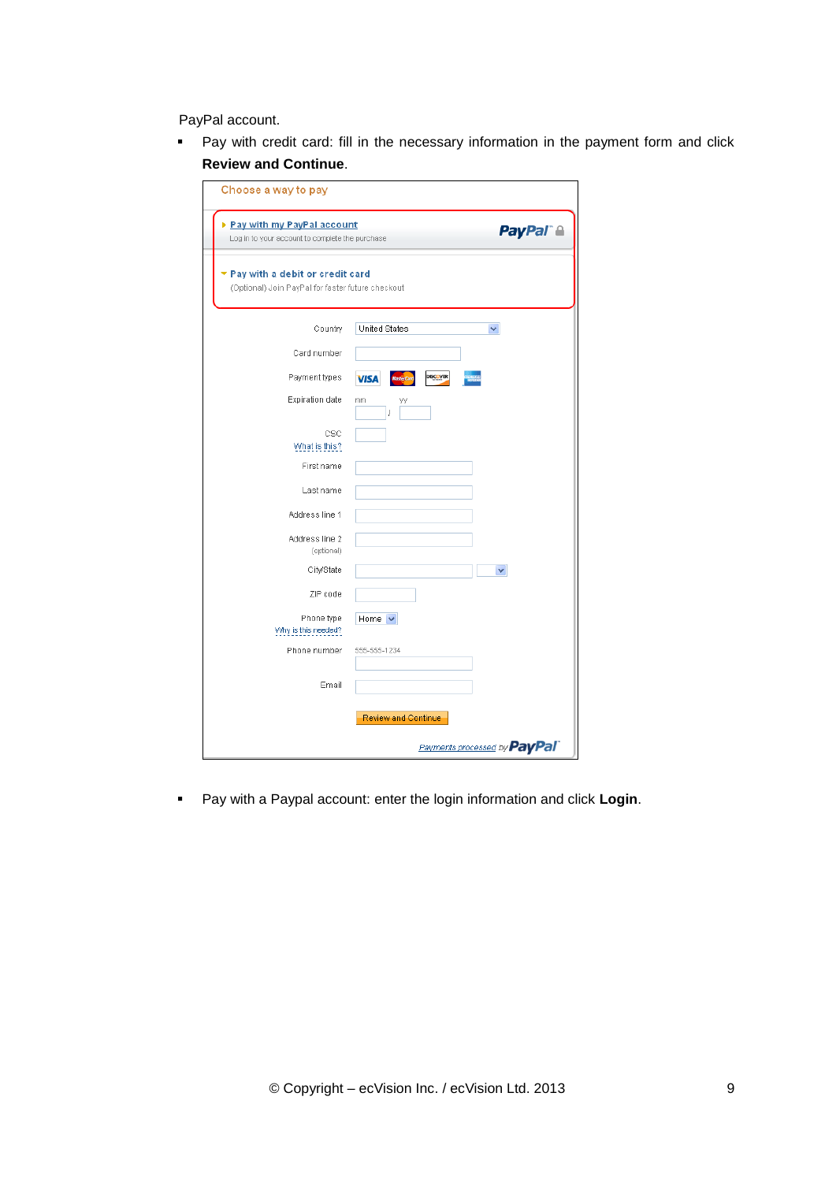PayPal account.

- Pay with credit card: fill in the necessary information in the payment form and click **Review and Continue**.

- Pay with a Paypal account: enter the login information and click **Login**.

© Copyright – ecVision Inc. / ecVision Ltd. 2013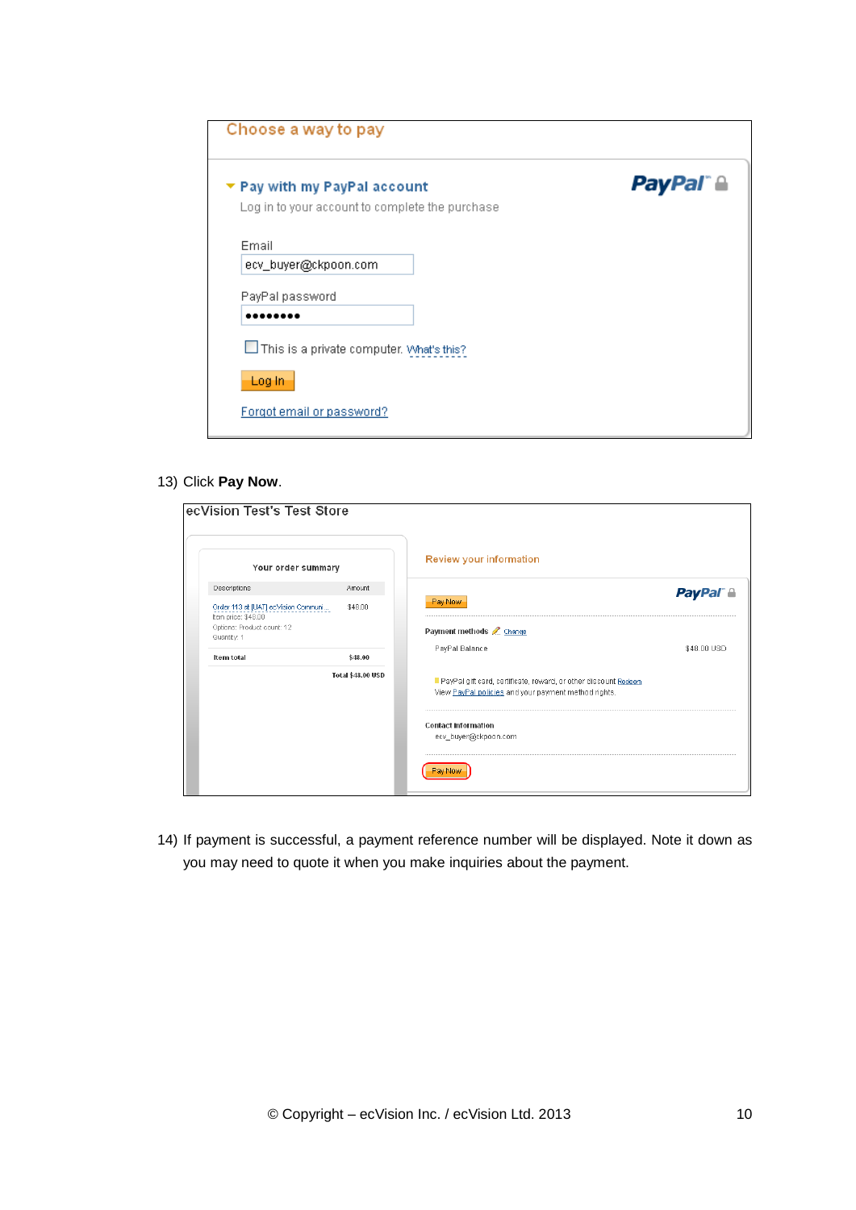13) Click **Pay Now**.

14) If payment is successful, a payment reference number will be displayed. Note it down as you may need to quote it when you make inquiries about the payment.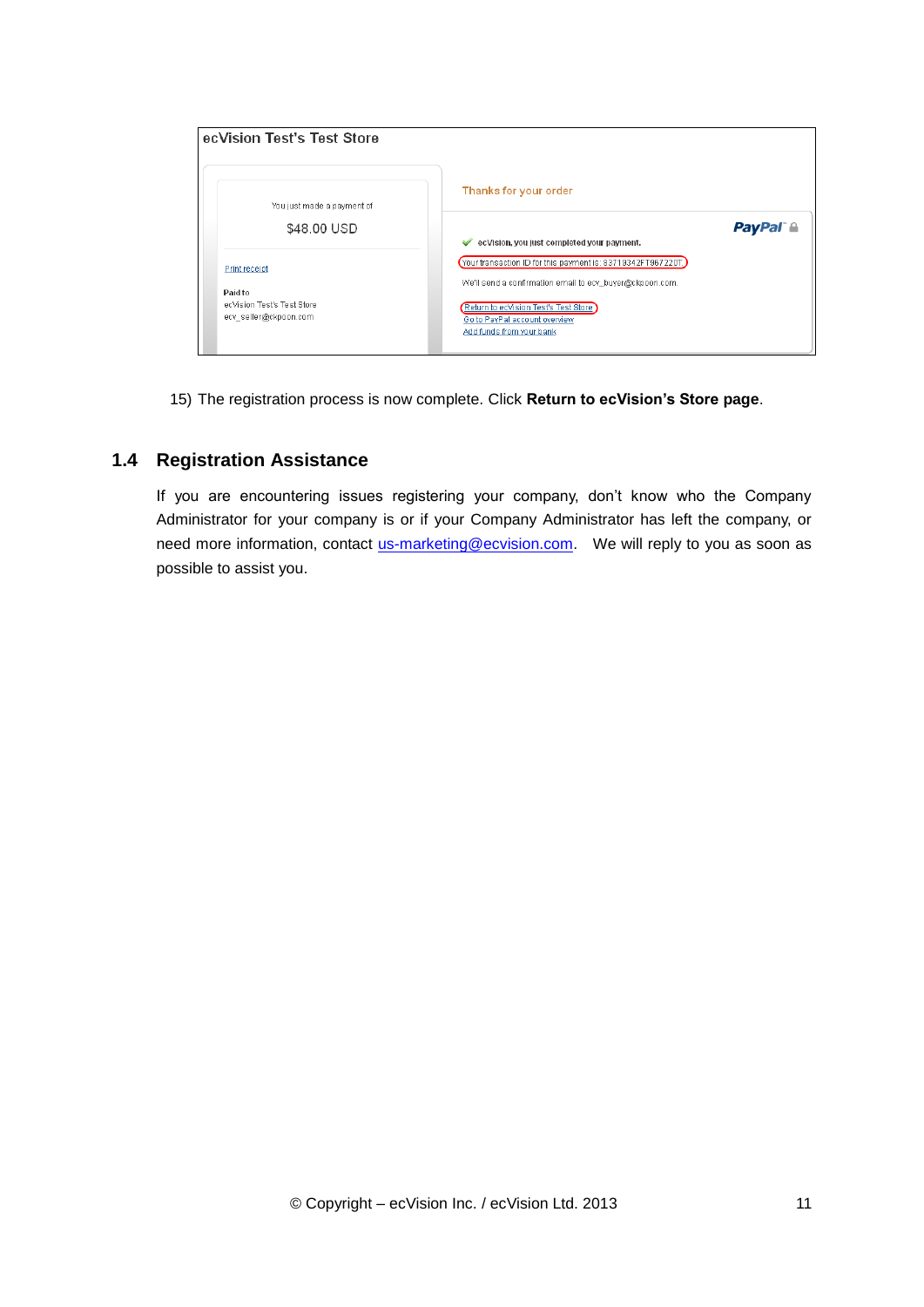ecVision Test's Test Store

You just made a payment of

$48.00 USD

Print receipt

Paid to
ecVision Test's Test Store
ecv_seller@ckpoon.com

Thanks for your order

PayPal

ecVision, you just completed your payment.

Your transaction ID for this payment is: 83719342FT967220T.

We'll send a confirmation email to ecv_buyer@ckpoon.com.

Return to ecVision Test's Test Store
Go to PayPal account overview
Add funds from your bank

15) The registration process is now complete. Click **Return to ecVision's Store page**.

## 1.4 Registration Assistance

If you are encountering issues registering your company, don't know who the Company Administrator for your company is or if your Company Administrator has left the company, or need more information, contact us-marketing@ecvision.com. We will reply to you as soon as possible to assist you.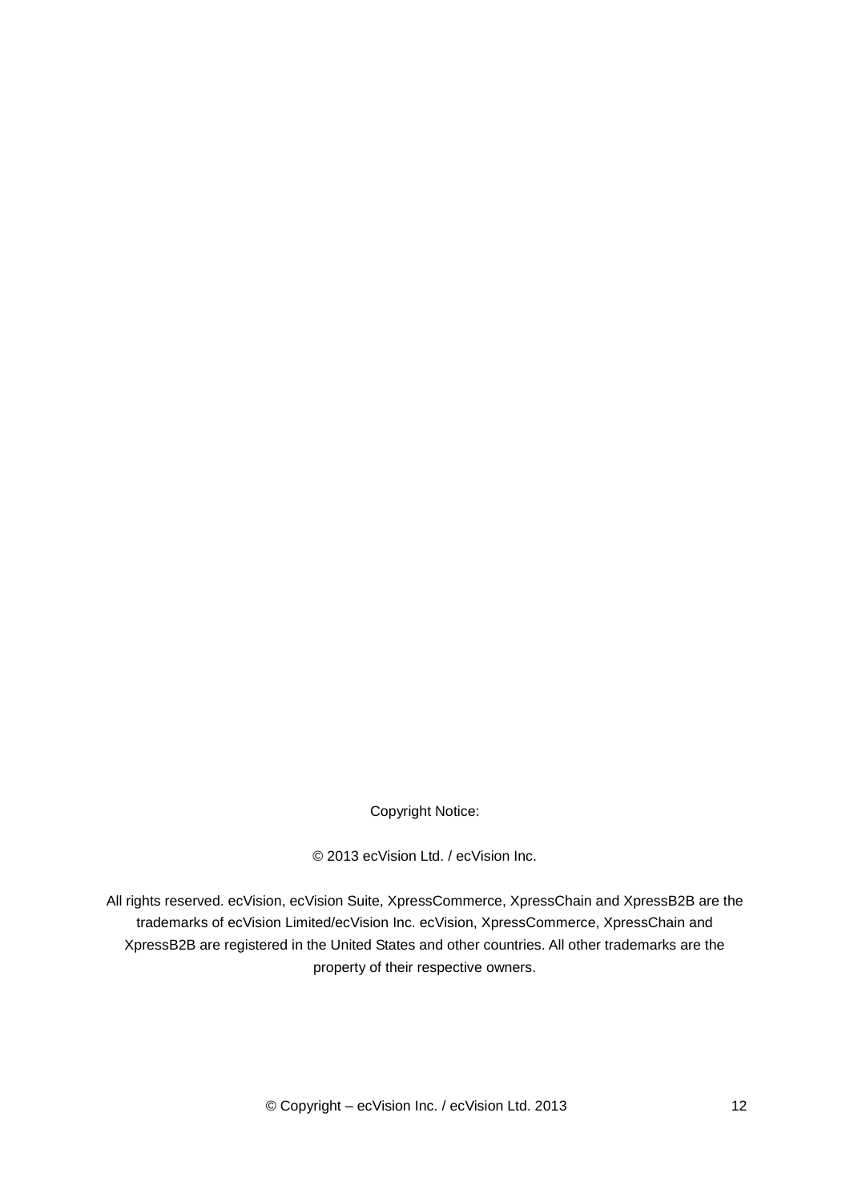Copyright Notice:

© 2013 ecVision Ltd. / ecVision Inc.

All rights reserved. ecVision, ecVision Suite, XpressCommerce, XpressChain and XpressB2B are the trademarks of ecVision Limited/ecVision Inc. ecVision, XpressCommerce, XpressChain and XpressB2B are registered in the United States and other countries. All other trademarks are the property of their respective owners.